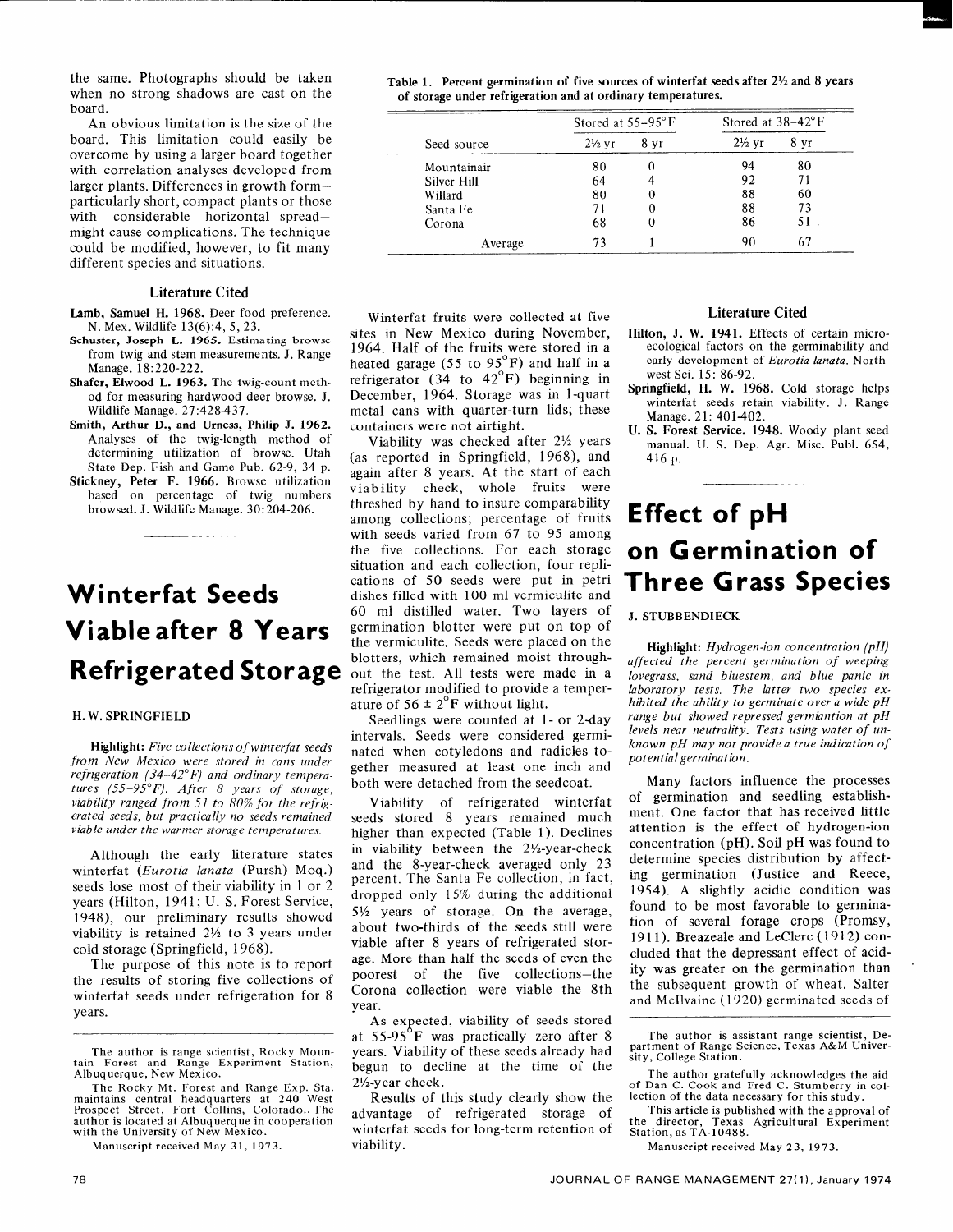the same. Photographs should be taken when no strong shadows are cast on the board.

An obvious limitation is the size of the board. This limitation could easily be overcome by using a larger board together with correlation analyses developed from larger plants. Differences in growth form—particularly short, compact plants or those with considerable horizontal spread—might cause complications. The technique could be modified, however, to fit many different species and situations.

### Literature Cited

**Lamb, Samuel H. 1968.** Deer food preference. N. Mex. Wildlife 13(6):4, 5, 23.

**Schuster, Joseph L. 1965.** Estimating browse from twig and stem measurements. J. Range Manage. 18:220-222.

**Shafer, Elwood L. 1963.** The twig-count method for measuring hardwood deer browse. J. Wildlife Manage. 27:428-437.

**Smith, Arthur D., and Urness, Philip J. 1962.** Analyses of the twig-length method of determining utilization of browse. Utah State Dep. Fish and Game Pub. 62-9, 34 p.

**Stickney, Peter F. 1966.** Browse utilization based on percentage of twig numbers browsed. J. Wildlife Manage. 30:204-206.

# Winterfat Seeds Viable after 8 Years Refrigerated Storage

**H. W. SPRINGFIELD**

**Highlight:** *Five collections of winterfat seeds from New Mexico were stored in cans under refrigeration (34–42°F) and ordinary temperatures (55–95°F). After 8 years of storage, viability ranged from 51 to 80% for the refrigerated seeds, but practically no seeds remained viable under the warmer storage temperatures.*

Although the early literature states winterfat (*Eurotia lanata* (Pursh) Moq.) seeds lose most of their viability in 1 or 2 years (Hilton, 1941; U. S. Forest Service, 1948), our preliminary results showed viability is retained 2½ to 3 years under cold storage (Springfield, 1968).

The purpose of this note is to report the results of storing five collections of winterfat seeds under refrigeration for 8 years.

Winterfat fruits were collected at five sites in New Mexico during November, 1964. Half of the fruits were stored in a heated garage (55 to 95°F) and half in a refrigerator (34 to 42°F) beginning in December, 1964. Storage was in 1-quart metal cans with quarter-turn lids; these containers were not airtight.

Viability was checked after 2½ years (as reported in Springfield, 1968), and again after 8 years. At the start of each viability check, whole fruits were threshed by hand to insure comparability among collections; percentage of fruits with seeds varied from 67 to 95 among the five collections. For each storage situation and each collection, four replications of 50 seeds were put in petri dishes filled with 100 ml vermiculite and 60 ml distilled water. Two layers of germination blotter were put on top of the vermiculite. Seeds were placed on the blotters, which remained moist throughout the test. All tests were made in a refrigerator modified to provide a temperature of 56 ± 2°F without light.

Seedlings were counted at 1- or 2-day intervals. Seeds were considered germinated when cotyledons and radicles together measured at least one inch and both were detached from the seedcoat.

Table 1. Percent germination of five sources of winterfat seeds after 2½ and 8 years of storage under refrigeration and at ordinary temperatures.

| Seed source | Stored at 55–95°F | | Stored at 38–42°F | |
|---|---|---|---|---|
| | 2½ yr | 8 yr | 2½ yr | 8 yr |
| Mountainair | 80 | 0 | 94 | 80 |
| Silver Hill | 64 | 4 | 92 | 71 |
| Willard | 80 | 0 | 88 | 60 |
| Santa Fe | 71 | 0 | 88 | 73 |
| Corona | 68 | 0 | 86 | 51 |
| Average | 73 | 1 | 90 | 67 |

Viability of refrigerated winterfat seeds stored 8 years remained much higher than expected (Table 1). Declines in viability between the 2½-year-check and the 8-year-check averaged only 23 percent. The Santa Fe collection, in fact, dropped only 15% during the additional 5½ years of storage. On the average, about two-thirds of the seeds still were viable after 8 years of refrigerated storage. More than half the seeds of even the poorest of the five collections—the Corona collection—were viable the 8th year.

As expected, viability of seeds stored at 55-95°F was practically zero after 8 years. Viability of these seeds already had begun to decline at the time of the 2½-year check.

Results of this study clearly show the advantage of refrigerated storage of winterfat seeds for long-term retention of viability.

### Literature Cited

**Hilton, J. W. 1941.** Effects of certain microecological factors on the germinability and early development of *Eurotia lanata*. Northwest Sci. 15: 86-92.

**Springfield, H. W. 1968.** Cold storage helps winterfat seeds retain viability. J. Range Manage. 21: 401-402.

**U. S. Forest Service. 1948.** Woody plant seed manual. U. S. Dep. Agr. Misc. Publ. 654, 416 p.

The author is range scientist, Rocky Mountain Forest and Range Experiment Station, Albuquerque, New Mexico.

The Rocky Mt. Forest and Range Exp. Sta. maintains central headquarters at 240 West Prospect Street, Fort Collins, Colorado. The author is located at Albuquerque in cooperation with the University of New Mexico.

Manuscript received May 31, 1973.

# Effect of pH on Germination of Three Grass Species

**J. STUBBENDIECK**

**Highlight:** *Hydrogen-ion concentration (pH) affected the percent germination of weeping lovegrass, sand bluestem, and blue panic in laboratory tests. The latter two species exhibited the ability to germinate over a wide pH range but showed repressed germiantion at pH levels near neutrality. Tests using water of unknown pH may not provide a true indication of potential germination.*

Many factors influence the processes of germination and seedling establishment. One factor that has received little attention is the effect of hydrogen-ion concentration (pH). Soil pH was found to determine species distribution by affecting germination (Justice and Reece, 1954). A slightly acidic condition was found to be most favorable to germination of several forage crops (Promsy, 1911). Breazeale and LeClerc (1912) concluded that the depressant effect of acidity was greater on the germination than the subsequent growth of wheat. Salter and McIlvaine (1920) germinated seeds of

The author is assistant range scientist, Department of Range Science, Texas A&M University, College Station.

The author gratefully acknowledges the aid of Dan C. Cook and Fred C. Stumberry in collection of the data necessary for this study.

This article is published with the approval of the director, Texas Agricultural Experiment Station, as TA-10488.

Manuscript received May 23, 1973.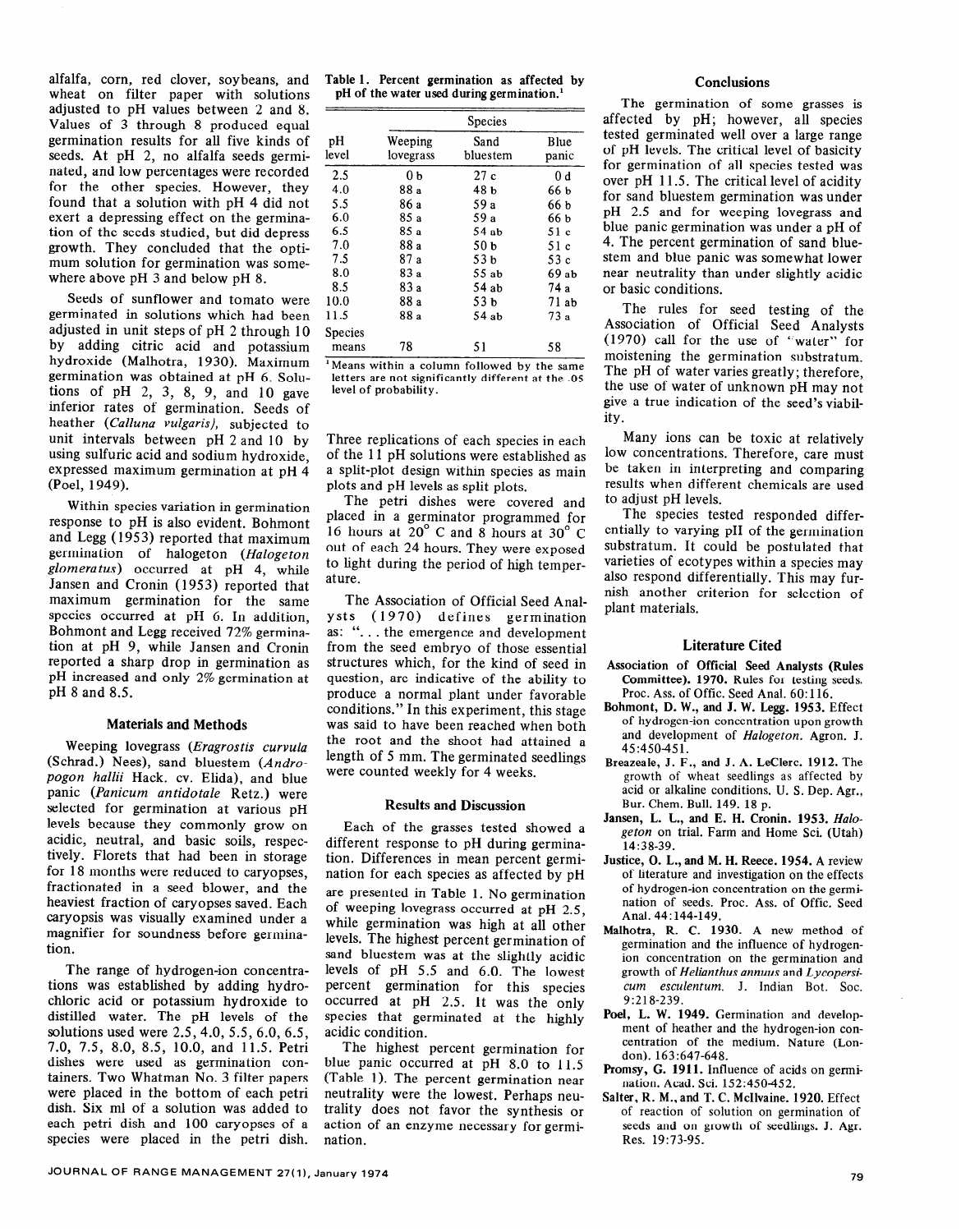alfalfa, corn, red clover, soybeans, and wheat on filter paper with solutions adjusted to pH values between 2 and 8. Values of 3 through 8 produced equal germination results for all five kinds of seeds. At pH 2, no alfalfa seeds germinated, and low percentages were recorded for the other species. However, they found that a solution with pH 4 did not exert a depressing effect on the germination of the seeds studied, but did depress growth. They concluded that the optimum solution for germination was somewhere above pH 3 and below pH 8.

Seeds of sunflower and tomato were germinated in solutions which had been adjusted in unit steps of pH 2 through 10 by adding citric acid and potassium hydroxide (Malhotra, 1930). Maximum germination was obtained at pH 6. Solutions of pH 2, 3, 8, 9, and 10 gave inferior rates of germination. Seeds of heather (*Calluna vulgaris*), subjected to unit intervals between pH 2 and 10 by using sulfuric acid and sodium hydroxide, expressed maximum germination at pH 4 (Poel, 1949).

Within species variation in germination response to pH is also evident. Bohmont and Legg (1953) reported that maximum germination of halogeton (*Halogeton glomeratus*) occurred at pH 4, while Jansen and Cronin (1953) reported that maximum germination for the same species occurred at pH 6. In addition, Bohmont and Legg received 72% germination at pH 9, while Jansen and Cronin reported a sharp drop in germination as pH increased and only 2% germination at pH 8 and 8.5.

## Materials and Methods

Weeping lovegrass (*Eragrostis curvula* (Schrad.) Nees), sand bluestem (*Andropogon hallii* Hack. cv. Elida), and blue panic (*Panicum antidotale* Retz.) were selected for germination at various pH levels because they commonly grow on acidic, neutral, and basic soils, respectively. Florets that had been in storage for 18 months were reduced to caryopses, fractionated in a seed blower, and the heaviest fraction of caryopses saved. Each caryopsis was visually examined under a magnifier for soundness before germination.

The range of hydrogen-ion concentrations was established by adding hydrochloric acid or potassium hydroxide to distilled water. The pH levels of the solutions used were 2.5, 4.0, 5.5, 6.0, 6.5, 7.0, 7.5, 8.0, 8.5, 10.0, and 11.5. Petri dishes were used as germination containers. Two Whatman No. 3 filter papers were placed in the bottom of each petri dish. Six ml of a solution was added to each petri dish and 100 caryopses of a species were placed in the petri dish.

**Table 1. Percent germination as affected by pH of the water used during germination.**[1]

| pH level | Species | | |
|---|---|---|---|
| | Weeping lovegrass | Sand bluestem | Blue panic |
| 2.5 | 0 b | 27 c | 0 d |
| 4.0 | 88 a | 48 b | 66 b |
| 5.5 | 86 a | 59 a | 66 b |
| 6.0 | 85 a | 59 a | 66 b |
| 6.5 | 85 a | 54 ab | 51 c |
| 7.0 | 88 a | 50 b | 51 c |
| 7.5 | 87 a | 53 b | 53 c |
| 8.0 | 83 a | 55 ab | 69 ab |
| 8.5 | 83 a | 54 ab | 74 a |
| 10.0 | 88 a | 53 b | 71 ab |
| 11.5 | 88 a | 54 ab | 73 a |
| Species means | 78 | 51 | 58 |

[1] Means within a column followed by the same letters are not significantly different at the .05 level of probability.

Three replications of each species in each of the 11 pH solutions were established as a split-plot design within species as main plots and pH levels as split plots.

The petri dishes were covered and placed in a germinator programmed for 16 hours at 20° C and 8 hours at 30° C out of each 24 hours. They were exposed to light during the period of high temperature.

The Association of Official Seed Analysts (1970) defines germination as: "... the emergence and development from the seed embryo of those essential structures which, for the kind of seed in question, are indicative of the ability to produce a normal plant under favorable conditions." In this experiment, this stage was said to have been reached when both the root and the shoot had attained a length of 5 mm. The germinated seedlings were counted weekly for 4 weeks.

## Results and Discussion

Each of the grasses tested showed a different response to pH during germination. Differences in mean percent germination for each species as affected by pH are presented in Table 1. No germination of weeping lovegrass occurred at pH 2.5, while germination was high at all other levels. The highest percent germination of sand bluestem was at the slightly acidic levels of pH 5.5 and 6.0. The lowest percent germination for this species occurred at pH 2.5. It was the only species that germinated at the highly acidic condition.

The highest percent germination for blue panic occurred at pH 8.0 to 11.5 (Table 1). The percent germination near neutrality were the lowest. Perhaps neutrality does not favor the synthesis or action of an enzyme necessary for germination.

## Conclusions

The germination of some grasses is affected by pH; however, all species tested germinated well over a large range of pH levels. The critical level of basicity for germination of all species tested was over pH 11.5. The critical level of acidity for sand bluestem germination was under pH 2.5 and for weeping lovegrass and blue panic germination was under a pH of 4. The percent germination of sand bluestem and blue panic was somewhat lower near neutrality than under slightly acidic or basic conditions.

The rules for seed testing of the Association of Official Seed Analysts (1970) call for the use of "water" for moistening the germination substratum. The pH of water varies greatly; therefore, the use of water of unknown pH may not give a true indication of the seed's viability.

Many ions can be toxic at relatively low concentrations. Therefore, care must be taken in interpreting and comparing results when different chemicals are used to adjust pH levels.

The species tested responded differentially to varying pH of the germination substratum. It could be postulated that varieties of ecotypes within a species may also respond differentially. This may furnish another criterion for selection of plant materials.

## Literature Cited

**Association of Official Seed Analysts (Rules Committee). 1970.** Rules for testing seeds. Proc. Ass. of Offic. Seed Anal. 60:116.

**Bohmont, D. W., and J. W. Legg. 1953.** Effect of hydrogen-ion concentration upon growth and development of *Halogeton*. Agron. J. 45:450-451.

**Breazeale, J. F., and J. A. LeClerc. 1912.** The growth of wheat seedlings as affected by acid or alkaline conditions. U. S. Dep. Agr., Bur. Chem. Bull. 149. 18 p.

**Jansen, L. L., and E. H. Cronin. 1953.** *Halogeton* on trial. Farm and Home Sci. (Utah) 14:38-39.

**Justice, O. L., and M. H. Reece. 1954.** A review of literature and investigation on the effects of hydrogen-ion concentration on the germination of seeds. Proc. Ass. of Offic. Seed Anal. 44:144-149.

**Malhotra, R. C. 1930.** A new method of germination and the influence of hydrogen-ion concentration on the germination and growth of *Helianthus annuus* and *Lycopersicum esculentum*. J. Indian Bot. Soc. 9:218-239.

**Poel, L. W. 1949.** Germination and development of heather and the hydrogen-ion concentration of the medium. Nature (London). 163:647-648.

**Promsy, G. 1911.** Influence of acids on germination. Acad. Sci. 152:450-452.

**Salter, R. M., and T. C. McIlvaine. 1920.** Effect of reaction of solution on germination of seeds and on growth of seedlings. J. Agr. Res. 19:73-95.